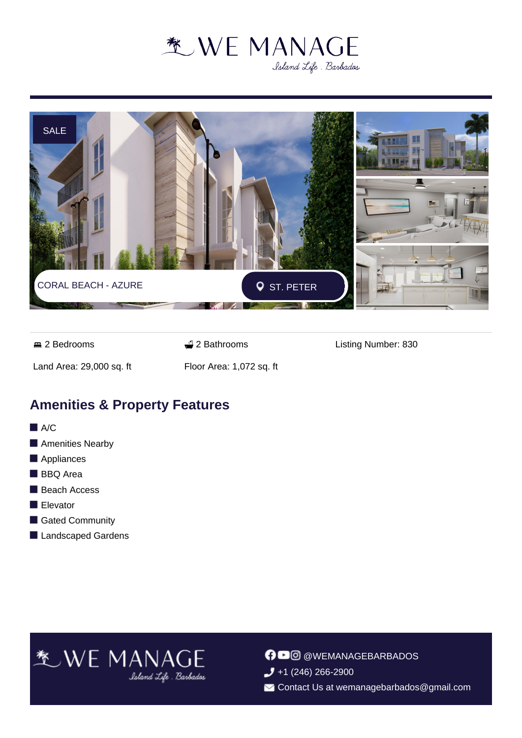# WE MANAGE

*Island Life . Barbados*

SALE

CORAL BEACH - AZURE

ST. PETER

| | | |
|---|---|---|
| 2 Bedrooms | 2 Bathrooms | Listing Number: 830 |
| Land Area: 29,000 sq. ft | Floor Area: 1,072 sq. ft | |

## Amenities & Property Features

- A/C
- Amenities Nearby
- Appliances
- BBQ Area
- Beach Access
- Elevator
- Gated Community
- Landscaped Gardens

WE MANAGE

*Island Life . Barbados*

@WEMANAGEBARBADOS

+1 (246) 266-2900

Contact Us at wemanagebarbados@gmail.com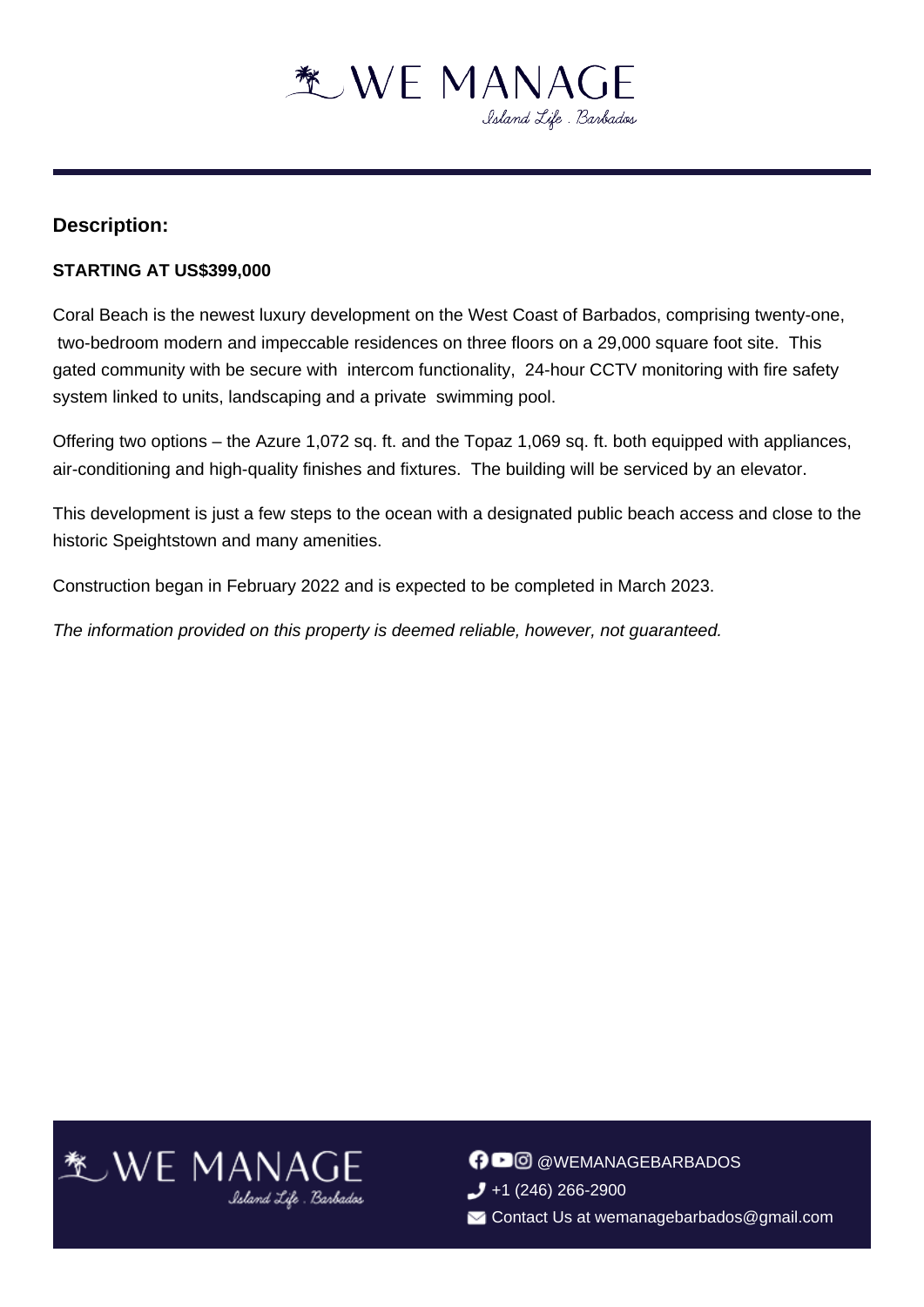# WE MANAGE

*Island Life . Barbados*

## Description:

**STARTING AT US$399,000**

Coral Beach is the newest luxury development on the West Coast of Barbados, comprising twenty-one, two-bedroom modern and impeccable residences on three floors on a 29,000 square foot site. This gated community with be secure with intercom functionality, 24-hour CCTV monitoring with fire safety system linked to units, landscaping and a private swimming pool.

Offering two options – the Azure 1,072 sq. ft. and the Topaz 1,069 sq. ft. both equipped with appliances, air-conditioning and high-quality finishes and fixtures. The building will be serviced by an elevator.

This development is just a few steps to the ocean with a designated public beach access and close to the historic Speightstown and many amenities.

Construction began in February 2022 and is expected to be completed in March 2023.

*The information provided on this property is deemed reliable, however, not guaranteed.*

WE MANAGE

*Island Life . Barbados*

@WEMANAGEBARBADOS

+1 (246) 266-2900

Contact Us at wemanagebarbados@gmail.com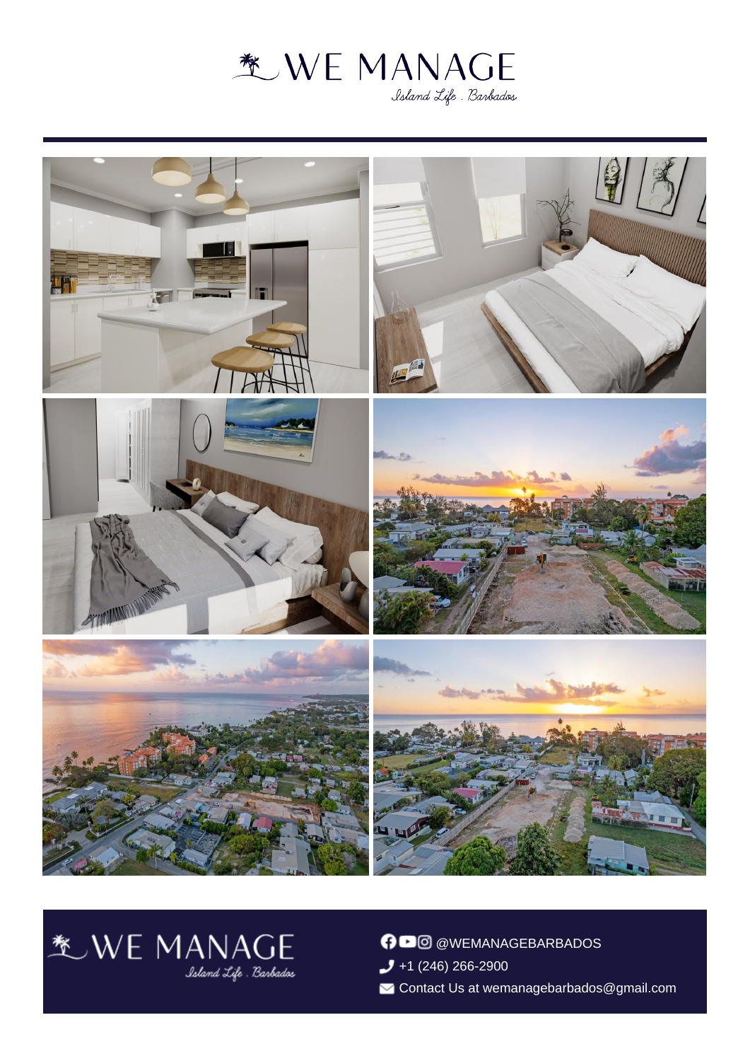# WE MANAGE

*Island Life . Barbados*

WE MANAGE

*Island Life . Barbados*

@WEMANAGEBARBADOS

+1 (246) 266-2900

Contact Us at wemanagebarbados@gmail.com